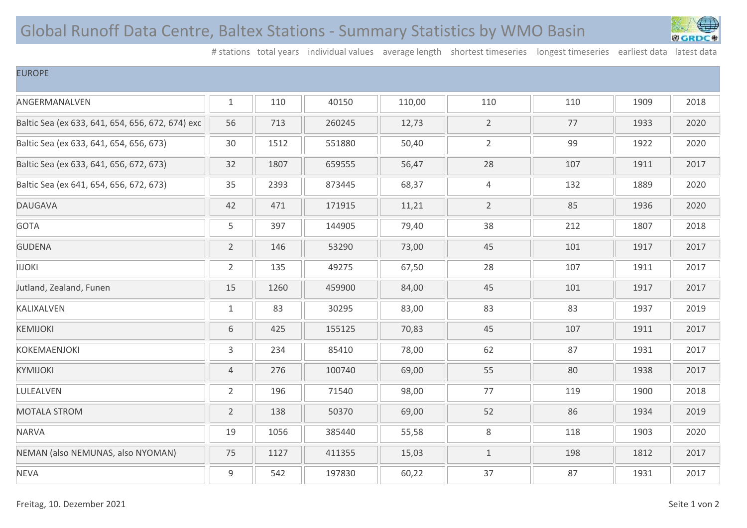# Global Runoff Data Centre, Baltex Stations - Summary Statistics by WMO Basin

| | # stations | total years | individual values | average length | shortest timeseries | longest timeseries | earliest data | latest data |
|---|---|---|---|---|---|---|---|---|
| **EUROPE** | | | | | | | | |
| ANGERMANALVEN | 1 | 110 | 40150 | 110,00 | 110 | 110 | 1909 | 2018 |
| Baltic Sea (ex 633, 641, 654, 656, 672, 674) exc | 56 | 713 | 260245 | 12,73 | 2 | 77 | 1933 | 2020 |
| Baltic Sea (ex 633, 641, 654, 656, 673) | 30 | 1512 | 551880 | 50,40 | 2 | 99 | 1922 | 2020 |
| Baltic Sea (ex 633, 641, 656, 672, 673) | 32 | 1807 | 659555 | 56,47 | 28 | 107 | 1911 | 2017 |
| Baltic Sea (ex 641, 654, 656, 672, 673) | 35 | 2393 | 873445 | 68,37 | 4 | 132 | 1889 | 2020 |
| DAUGAVA | 42 | 471 | 171915 | 11,21 | 2 | 85 | 1936 | 2020 |
| GOTA | 5 | 397 | 144905 | 79,40 | 38 | 212 | 1807 | 2018 |
| GUDENA | 2 | 146 | 53290 | 73,00 | 45 | 101 | 1917 | 2017 |
| IIJOKI | 2 | 135 | 49275 | 67,50 | 28 | 107 | 1911 | 2017 |
| Jutland, Zealand, Funen | 15 | 1260 | 459900 | 84,00 | 45 | 101 | 1917 | 2017 |
| KALIXALVEN | 1 | 83 | 30295 | 83,00 | 83 | 83 | 1937 | 2019 |
| KEMIJOKI | 6 | 425 | 155125 | 70,83 | 45 | 107 | 1911 | 2017 |
| KOKEMAENJOKI | 3 | 234 | 85410 | 78,00 | 62 | 87 | 1931 | 2017 |
| KYMIJOKI | 4 | 276 | 100740 | 69,00 | 55 | 80 | 1938 | 2017 |
| LULEALVEN | 2 | 196 | 71540 | 98,00 | 77 | 119 | 1900 | 2018 |
| MOTALA STROM | 2 | 138 | 50370 | 69,00 | 52 | 86 | 1934 | 2019 |
| NARVA | 19 | 1056 | 385440 | 55,58 | 8 | 118 | 1903 | 2020 |
| NEMAN (also NEMUNAS, also NYOMAN) | 75 | 1127 | 411355 | 15,03 | 1 | 198 | 1812 | 2017 |
| NEVA | 9 | 542 | 197830 | 60,22 | 37 | 87 | 1931 | 2017 |

Freitag, 10. Dezember 2021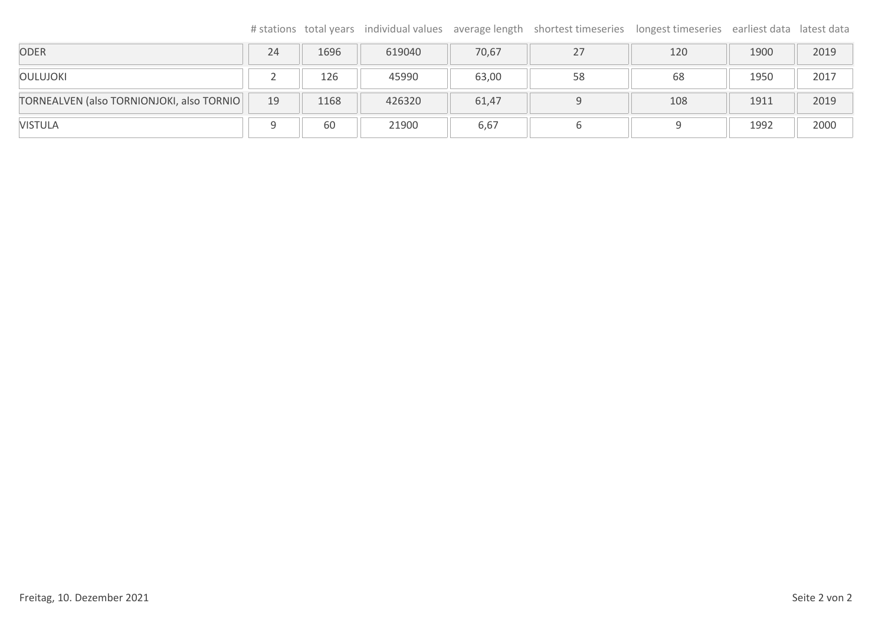| | # stations | total years | individual values | average length | shortest timeseries | longest timeseries | earliest data | latest data |
|---|---|---|---|---|---|---|---|---|
| ODER | 24 | 1696 | 619040 | 70,67 | 27 | 120 | 1900 | 2019 |
| OULUJOKI | 2 | 126 | 45990 | 63,00 | 58 | 68 | 1950 | 2017 |
| TORNEALVEN (also TORNIONJOKI, also TORNIO | 19 | 1168 | 426320 | 61,47 | 9 | 108 | 1911 | 2019 |
| VISTULA | 9 | 60 | 21900 | 6,67 | 6 | 9 | 1992 | 2000 |

Freitag, 10. Dezember 2021